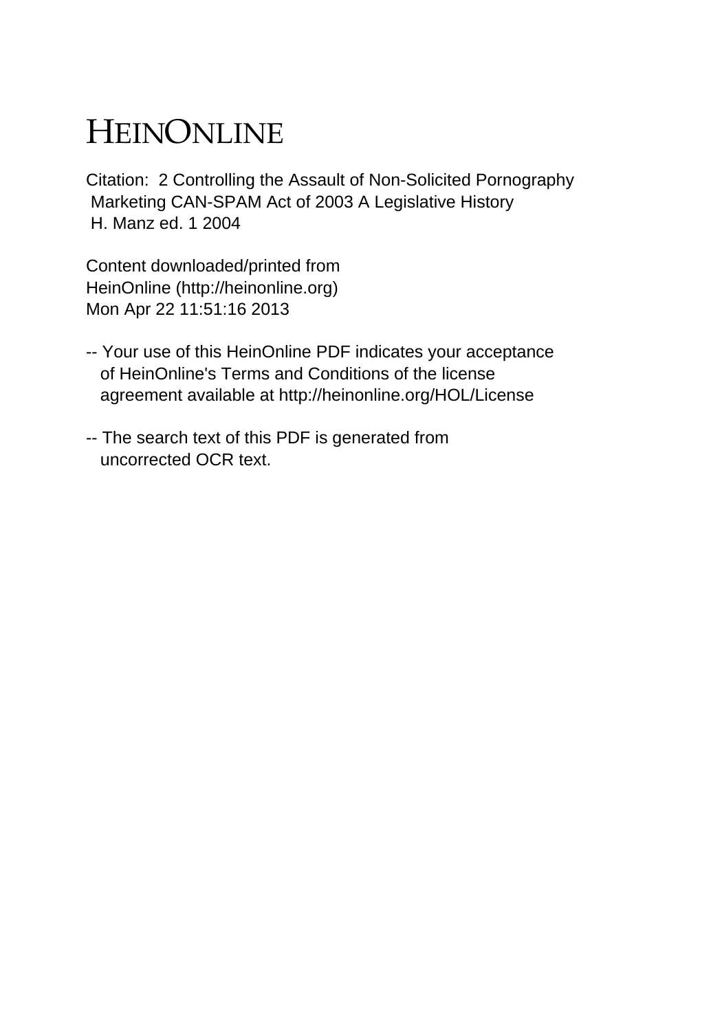# HEINONLINE

Citation: 2 Controlling the Assault of Non-Solicited Pornography Marketing CAN-SPAM Act of 2003 A Legislative History H. Manz ed. 1 2004

Content downloaded/printed from HeinOnline (http://heinonline.org) Mon Apr 22 11:51:16 2013

-- Your use of this HeinOnline PDF indicates your acceptance of HeinOnline's Terms and Conditions of the license agreement available at http://heinonline.org/HOL/License

-- The search text of this PDF is generated from uncorrected OCR text.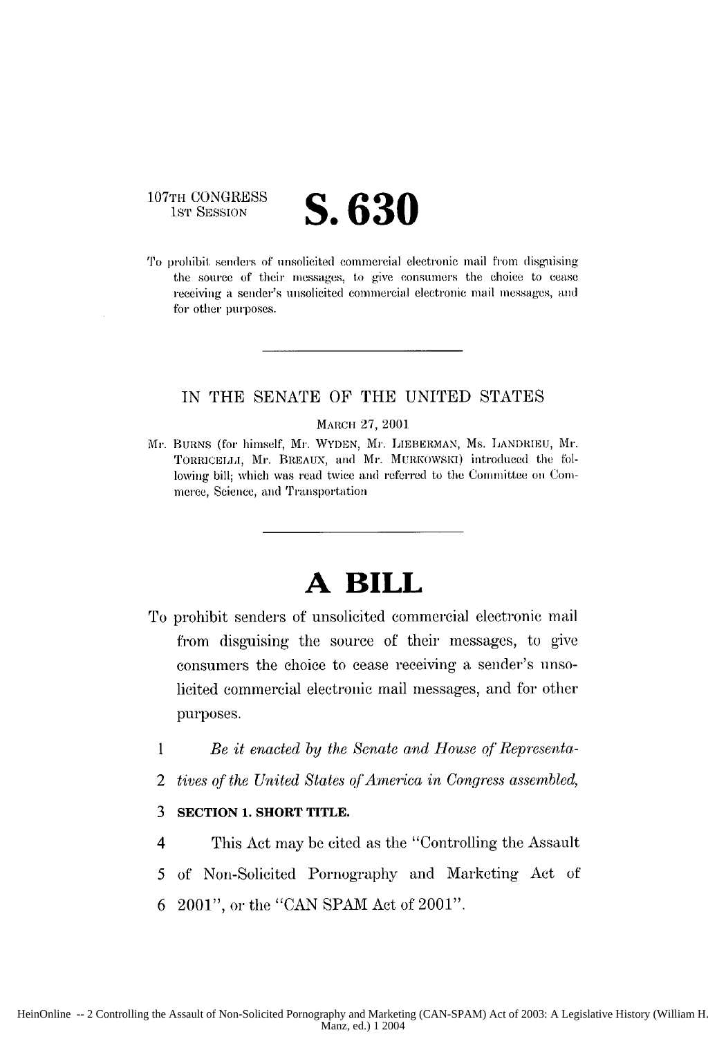107TH CONGRESS
1ST SESSION

# S. 630

To prohibit senders of unsolicited commercial electronic mail from disguising the source of their messages, to give consumers the choice to cease receiving a sender's unsolicited commercial electronic mail messages, and for other purposes.

---

IN THE SENATE OF THE UNITED STATES

MARCH 27, 2001

Mr. BURNS (for himself, Mr. WYDEN, Mr. LIEBERMAN, Ms. LANDRIEU, Mr. TORRICELLI, Mr. BREAUX, and Mr. MURKOWSKI) introduced the following bill; which was read twice and referred to the Committee on Commerce, Science, and Transportation

---

# A BILL

To prohibit senders of unsolicited commercial electronic mail from disguising the source of their messages, to give consumers the choice to cease receiving a sender's unsolicited commercial electronic mail messages, and for other purposes.

1 *Be it enacted by the Senate and House of Representa-*
2 *tives of the United States of America in Congress assembled,*

3 **SECTION 1. SHORT TITLE.**

4 This Act may be cited as the "Controlling the Assault
5 of Non-Solicited Pornography and Marketing Act of
6 2001", or the "CAN SPAM Act of 2001".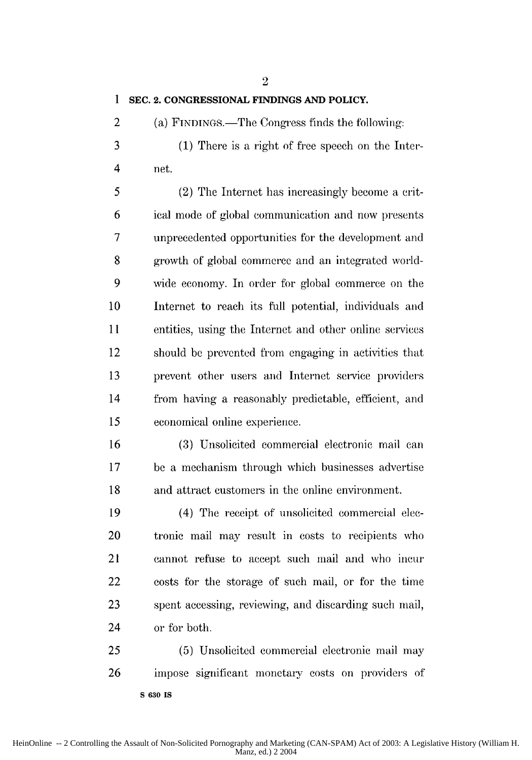## SEC. 2. CONGRESSIONAL FINDINGS AND POLICY.

(a) FINDINGS.—The Congress finds the following:

(1) There is a right of free speech on the Internet.

(2) The Internet has increasingly become a critical mode of global communication and now presents unprecedented opportunities for the development and growth of global commerce and an integrated worldwide economy. In order for global commerce on the Internet to reach its full potential, individuals and entities, using the Internet and other online services should be prevented from engaging in activities that prevent other users and Internet service providers from having a reasonably predictable, efficient, and economical online experience.

(3) Unsolicited commercial electronic mail can be a mechanism through which businesses advertise and attract customers in the online environment.

(4) The receipt of unsolicited commercial electronic mail may result in costs to recipients who cannot refuse to accept such mail and who incur costs for the storage of such mail, or for the time spent accessing, reviewing, and discarding such mail, or for both.

(5) Unsolicited commercial electronic mail may impose significant monetary costs on providers of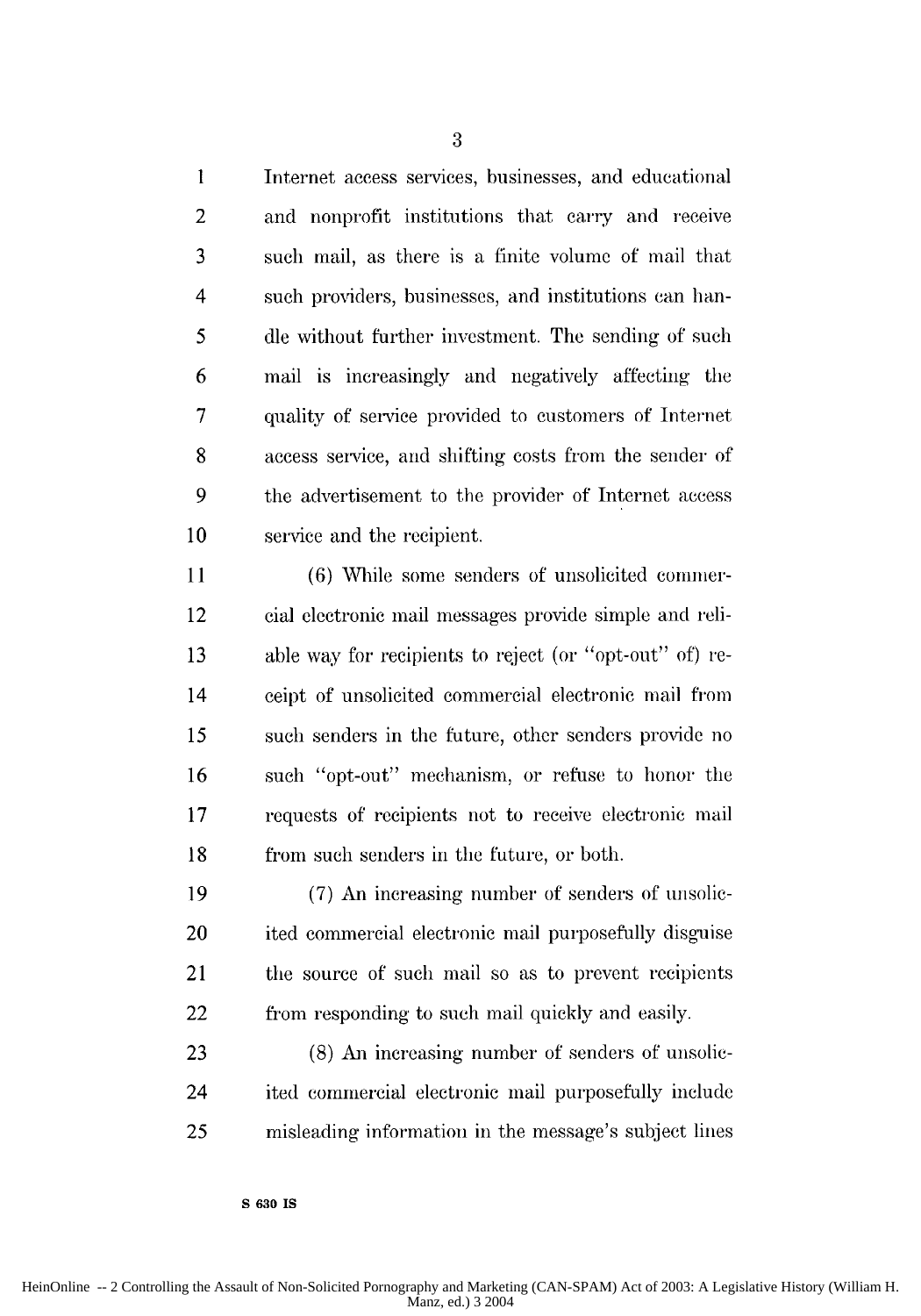Internet access services, businesses, and educational and nonprofit institutions that carry and receive such mail, as there is a finite volume of mail that such providers, businesses, and institutions can handle without further investment. The sending of such mail is increasingly and negatively affecting the quality of service provided to customers of Internet access service, and shifting costs from the sender of the advertisement to the provider of Internet access service and the recipient.

(6) While some senders of unsolicited commercial electronic mail messages provide simple and reliable way for recipients to reject (or "opt-out" of) receipt of unsolicited commercial electronic mail from such senders in the future, other senders provide no such "opt-out" mechanism, or refuse to honor the requests of recipients not to receive electronic mail from such senders in the future, or both.

(7) An increasing number of senders of unsolicited commercial electronic mail purposefully disguise the source of such mail so as to prevent recipients from responding to such mail quickly and easily.

(8) An increasing number of senders of unsolicited commercial electronic mail purposefully include misleading information in the message's subject lines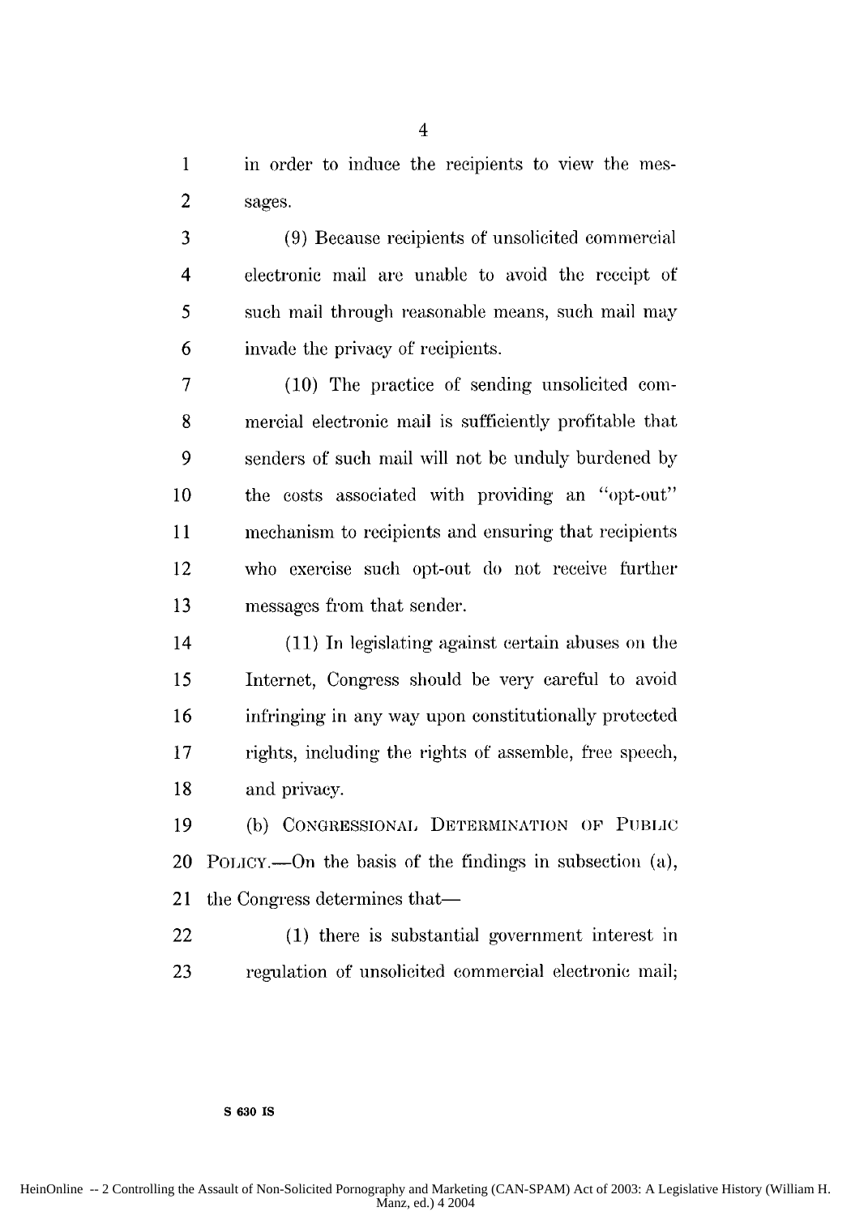in order to induce the recipients to view the messages.

(9) Because recipients of unsolicited commercial electronic mail are unable to avoid the receipt of such mail through reasonable means, such mail may invade the privacy of recipients.

(10) The practice of sending unsolicited commercial electronic mail is sufficiently profitable that senders of such mail will not be unduly burdened by the costs associated with providing an "opt-out" mechanism to recipients and ensuring that recipients who exercise such opt-out do not receive further messages from that sender.

(11) In legislating against certain abuses on the Internet, Congress should be very careful to avoid infringing in any way upon constitutionally protected rights, including the rights of assemble, free speech, and privacy.

(b) CONGRESSIONAL DETERMINATION OF PUBLIC POLICY.—On the basis of the findings in subsection (a), the Congress determines that—

(1) there is substantial government interest in regulation of unsolicited commercial electronic mail;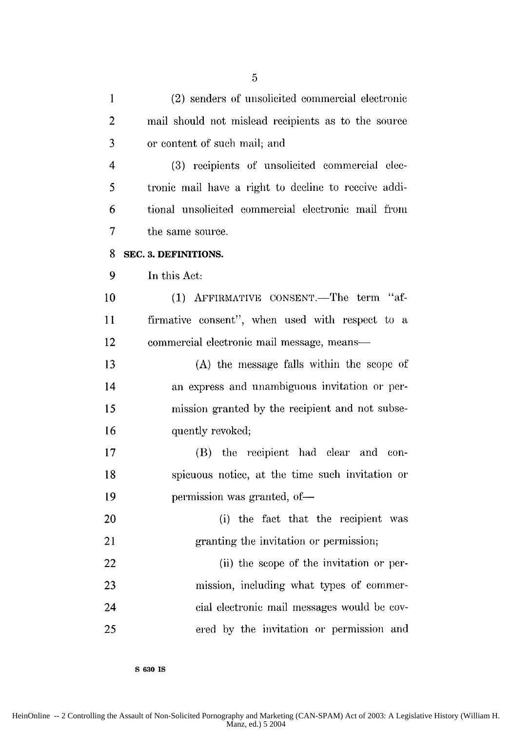(2) senders of unsolicited commercial electronic mail should not mislead recipients as to the source or content of such mail; and

(3) recipients of unsolicited commercial electronic mail have a right to decline to receive additional unsolicited commercial electronic mail from the same source.

**SEC. 3. DEFINITIONS.**

In this Act:

(1) AFFIRMATIVE CONSENT.—The term "affirmative consent", when used with respect to a commercial electronic mail message, means—

(A) the message falls within the scope of an express and unambiguous invitation or permission granted by the recipient and not subsequently revoked;

(B) the recipient had clear and conspicuous notice, at the time such invitation or permission was granted, of—

(i) the fact that the recipient was granting the invitation or permission;

(ii) the scope of the invitation or permission, including what types of commercial electronic mail messages would be covered by the invitation or permission and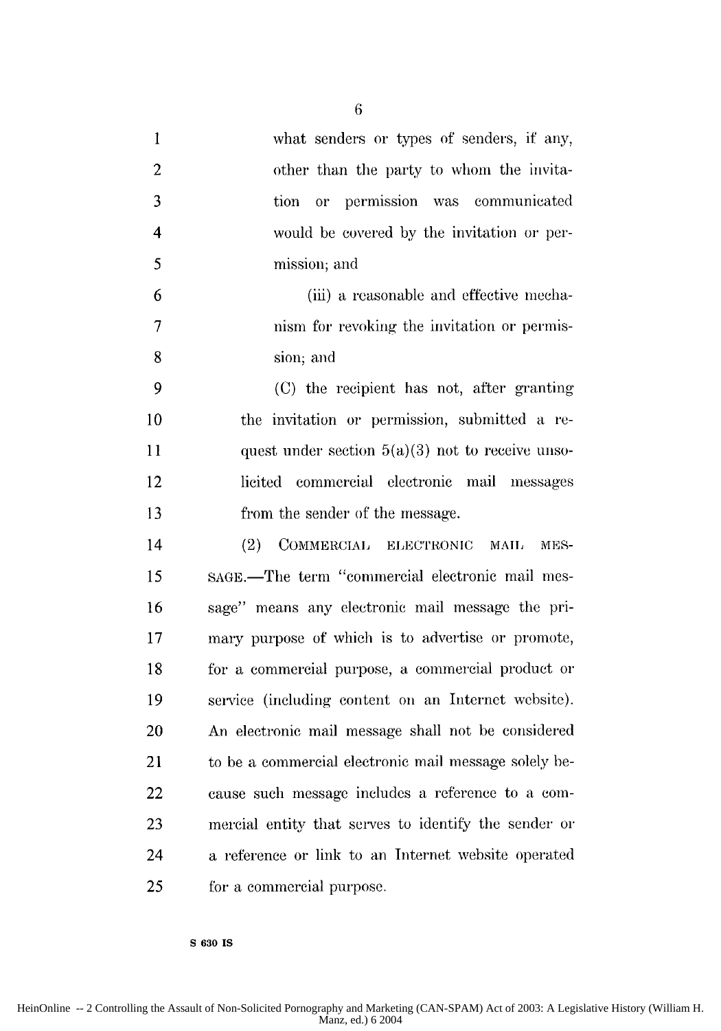what senders or types of senders, if any, other than the party to whom the invitation or permission was communicated would be covered by the invitation or permission; and

(iii) a reasonable and effective mechanism for revoking the invitation or permission; and

(C) the recipient has not, after granting the invitation or permission, submitted a request under section 5(a)(3) not to receive unsolicited commercial electronic mail messages from the sender of the message.

(2) COMMERCIAL ELECTRONIC MAIL MESSAGE.—The term "commercial electronic mail message" means any electronic mail message the primary purpose of which is to advertise or promote, for a commercial purpose, a commercial product or service (including content on an Internet website). An electronic mail message shall not be considered to be a commercial electronic mail message solely because such message includes a reference to a commercial entity that serves to identify the sender or a reference or link to an Internet website operated for a commercial purpose.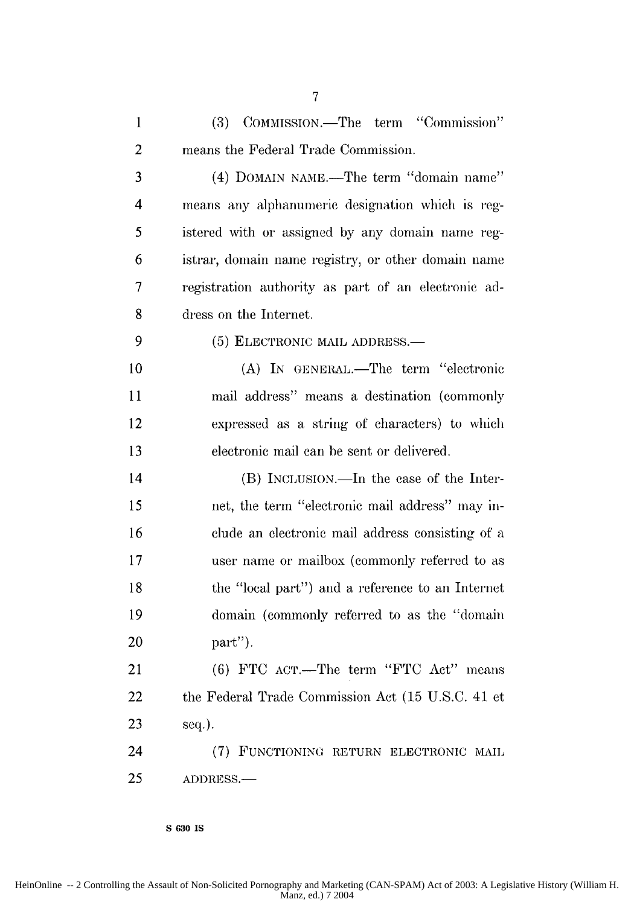(3) COMMISSION.—The term "Commission" means the Federal Trade Commission.

(4) DOMAIN NAME.—The term "domain name" means any alphanumeric designation which is registered with or assigned by any domain name registrar, domain name registry, or other domain name registration authority as part of an electronic address on the Internet.

(5) ELECTRONIC MAIL ADDRESS.—

(A) IN GENERAL.—The term "electronic mail address" means a destination (commonly expressed as a string of characters) to which electronic mail can be sent or delivered.

(B) INCLUSION.—In the case of the Internet, the term "electronic mail address" may include an electronic mail address consisting of a user name or mailbox (commonly referred to as the "local part") and a reference to an Internet domain (commonly referred to as the "domain part").

(6) FTC ACT.—The term "FTC Act" means the Federal Trade Commission Act (15 U.S.C. 41 et seq.).

(7) FUNCTIONING RETURN ELECTRONIC MAIL ADDRESS.—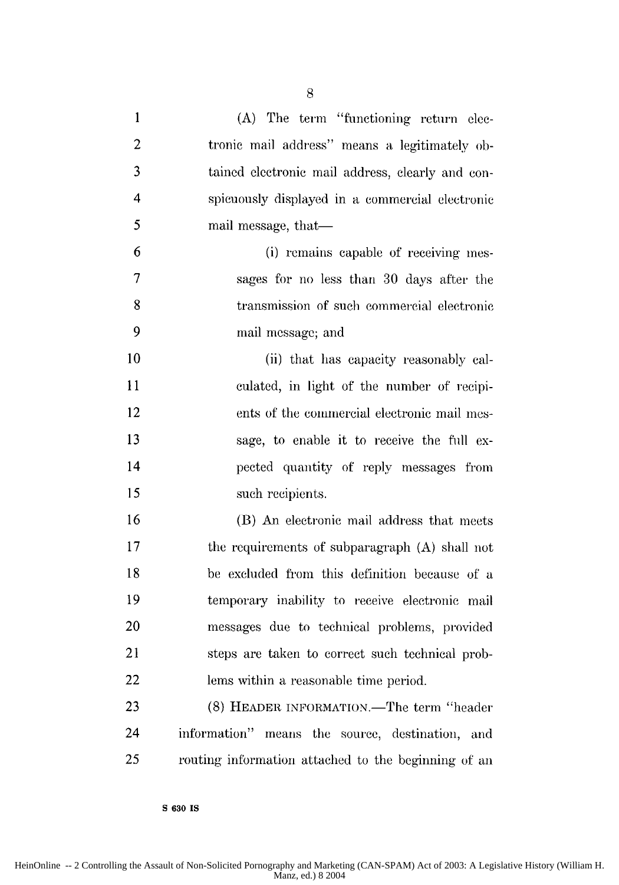(A) The term "functioning return electronic mail address" means a legitimately obtained electronic mail address, clearly and conspicuously displayed in a commercial electronic mail message, that—

(i) remains capable of receiving messages for no less than 30 days after the transmission of such commercial electronic mail message; and

(ii) that has capacity reasonably calculated, in light of the number of recipients of the commercial electronic mail message, to enable it to receive the full expected quantity of reply messages from such recipients.

(B) An electronic mail address that meets the requirements of subparagraph (A) shall not be excluded from this definition because of a temporary inability to receive electronic mail messages due to technical problems, provided steps are taken to correct such technical problems within a reasonable time period.

(8) HEADER INFORMATION.—The term "header information" means the source, destination, and routing information attached to the beginning of an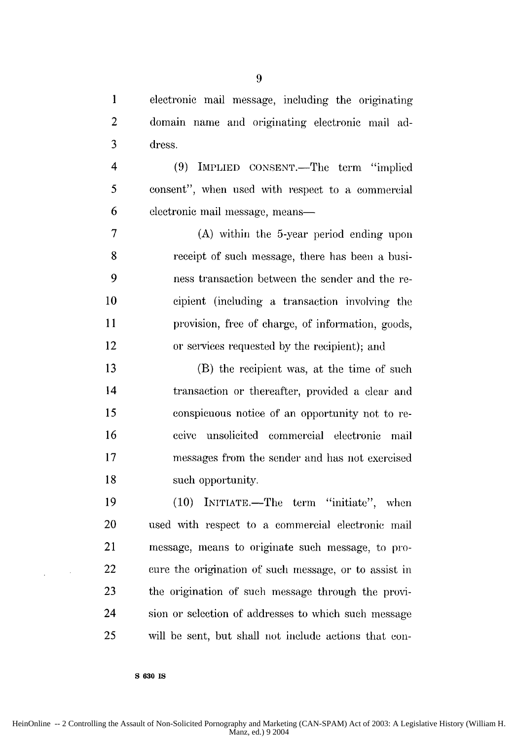electronic mail message, including the originating domain name and originating electronic mail address.

(9) IMPLIED CONSENT.—The term "implied consent", when used with respect to a commercial electronic mail message, means—

(A) within the 5-year period ending upon receipt of such message, there has been a business transaction between the sender and the recipient (including a transaction involving the provision, free of charge, of information, goods, or services requested by the recipient); and

(B) the recipient was, at the time of such transaction or thereafter, provided a clear and conspicuous notice of an opportunity not to receive unsolicited commercial electronic mail messages from the sender and has not exercised such opportunity.

(10) INITIATE.—The term "initiate", when used with respect to a commercial electronic mail message, means to originate such message, to procure the origination of such message, or to assist in the origination of such message through the provision or selection of addresses to which such message will be sent, but shall not include actions that con-

S 630 IS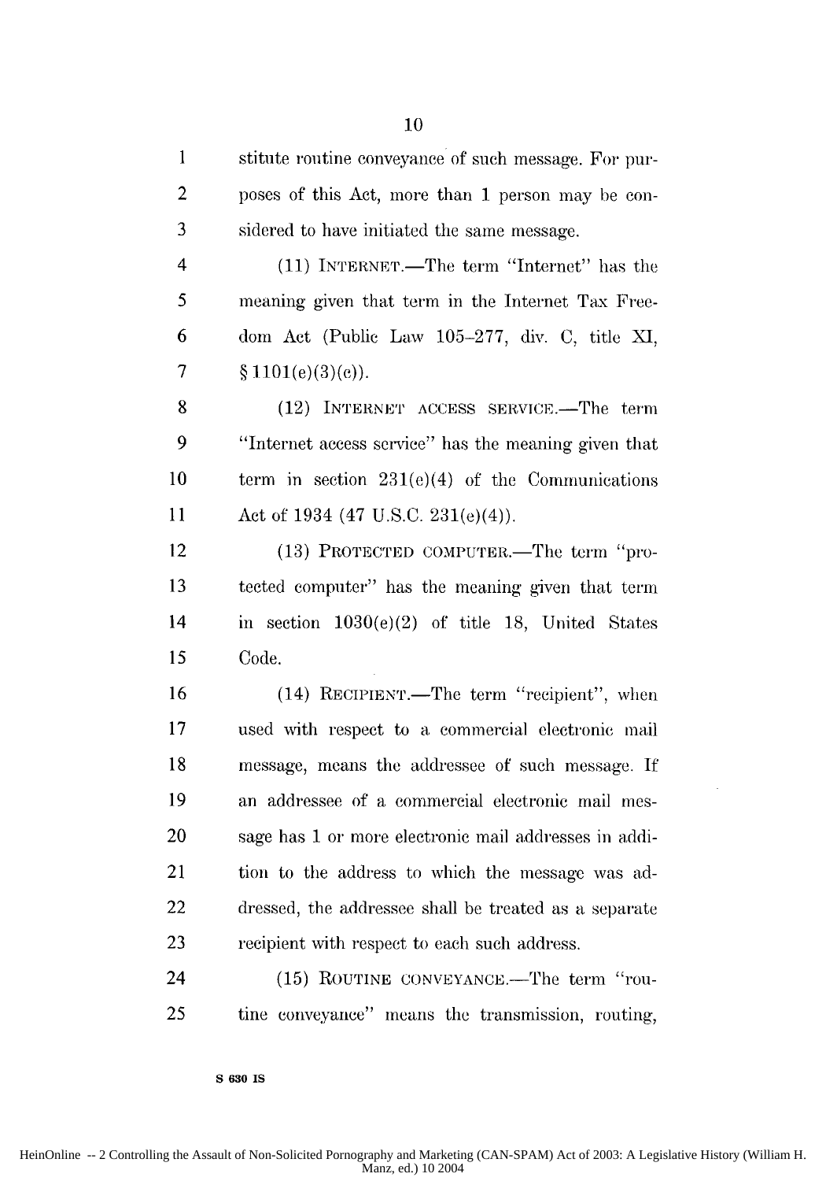stitute routine conveyance of such message. For purposes of this Act, more than 1 person may be considered to have initiated the same message.

(11) INTERNET.—The term "Internet" has the meaning given that term in the Internet Tax Freedom Act (Public Law 105–277, div. C, title XI, § 1101(e)(3)(c)).

(12) INTERNET ACCESS SERVICE.—The term "Internet access service" has the meaning given that term in section 231(e)(4) of the Communications Act of 1934 (47 U.S.C. 231(e)(4)).

(13) PROTECTED COMPUTER.—The term "protected computer" has the meaning given that term in section 1030(e)(2) of title 18, United States Code.

(14) RECIPIENT.—The term "recipient", when used with respect to a commercial electronic mail message, means the addressee of such message. If an addressee of a commercial electronic mail message has 1 or more electronic mail addresses in addition to the address to which the message was addressed, the addressee shall be treated as a separate recipient with respect to each such address.

(15) ROUTINE CONVEYANCE.—The term "routine conveyance" means the transmission, routing,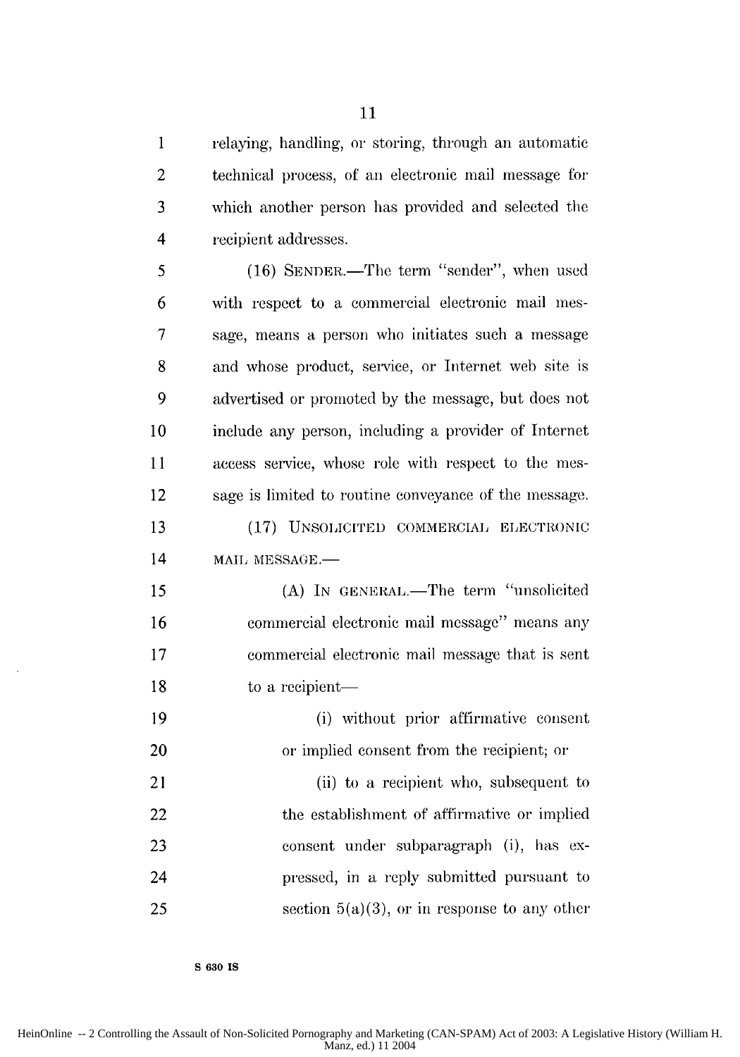relaying, handling, or storing, through an automatic technical process, of an electronic mail message for which another person has provided and selected the recipient addresses.

(16) SENDER.—The term "sender", when used with respect to a commercial electronic mail message, means a person who initiates such a message and whose product, service, or Internet web site is advertised or promoted by the message, but does not include any person, including a provider of Internet access service, whose role with respect to the message is limited to routine conveyance of the message.

(17) UNSOLICITED COMMERCIAL ELECTRONIC MAIL MESSAGE.—

(A) IN GENERAL.—The term "unsolicited commercial electronic mail message" means any commercial electronic mail message that is sent to a recipient—

(i) without prior affirmative consent or implied consent from the recipient; or

(ii) to a recipient who, subsequent to the establishment of affirmative or implied consent under subparagraph (i), has expressed, in a reply submitted pursuant to section 5(a)(3), or in response to any other

S 630 IS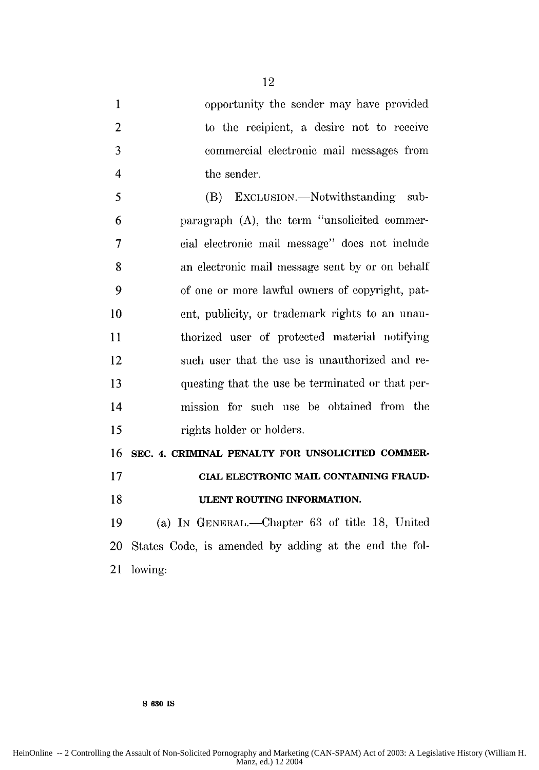opportunity the sender may have provided to the recipient, a desire not to receive commercial electronic mail messages from the sender.

(B) EXCLUSION.—Notwithstanding subparagraph (A), the term "unsolicited commercial electronic mail message" does not include an electronic mail message sent by or on behalf of one or more lawful owners of copyright, patent, publicity, or trademark rights to an unauthorized user of protected material notifying such user that the use is unauthorized and requesting that the use be terminated or that permission for such use be obtained from the rights holder or holders.

**SEC. 4. CRIMINAL PENALTY FOR UNSOLICITED COMMERCIAL ELECTRONIC MAIL CONTAINING FRAUDULENT ROUTING INFORMATION.**

(a) IN GENERAL.—Chapter 63 of title 18, United States Code, is amended by adding at the end the following:

S 630 IS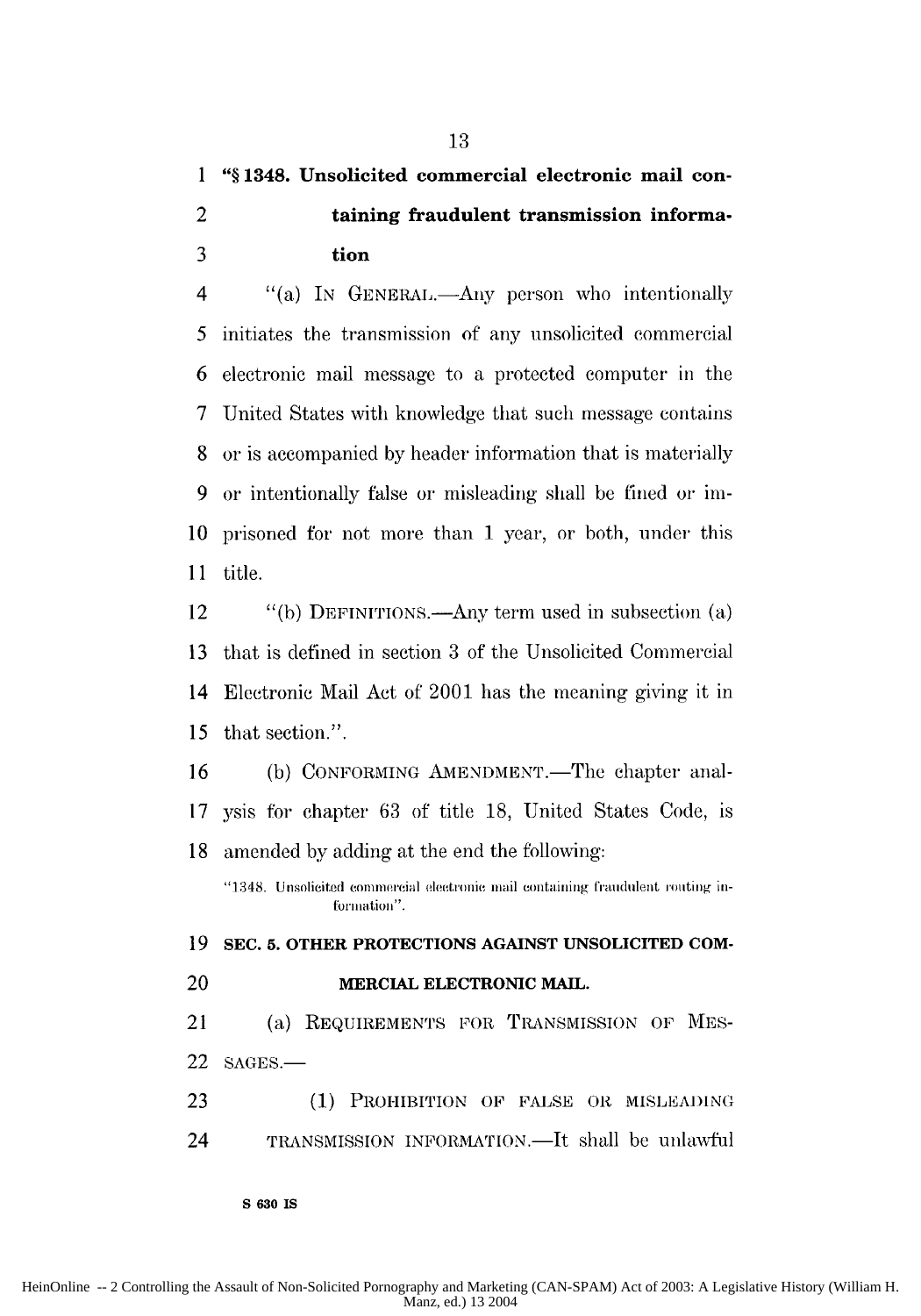**"§ 1348. Unsolicited commercial electronic mail containing fraudulent transmission information**

"(a) IN GENERAL.—Any person who intentionally initiates the transmission of any unsolicited commercial electronic mail message to a protected computer in the United States with knowledge that such message contains or is accompanied by header information that is materially or intentionally false or misleading shall be fined or imprisoned for not more than 1 year, or both, under this title.

"(b) DEFINITIONS.—Any term used in subsection (a) that is defined in section 3 of the Unsolicited Commercial Electronic Mail Act of 2001 has the meaning giving it in that section.".

(b) CONFORMING AMENDMENT.—The chapter analysis for chapter 63 of title 18, United States Code, is amended by adding at the end the following:

"1348. Unsolicited commercial electronic mail containing fraudulent routing information".

**SEC. 5. OTHER PROTECTIONS AGAINST UNSOLICITED COMMERCIAL ELECTRONIC MAIL.**

(a) REQUIREMENTS FOR TRANSMISSION OF MESSAGES.—

(1) PROHIBITION OF FALSE OR MISLEADING TRANSMISSION INFORMATION.—It shall be unlawful

S 630 IS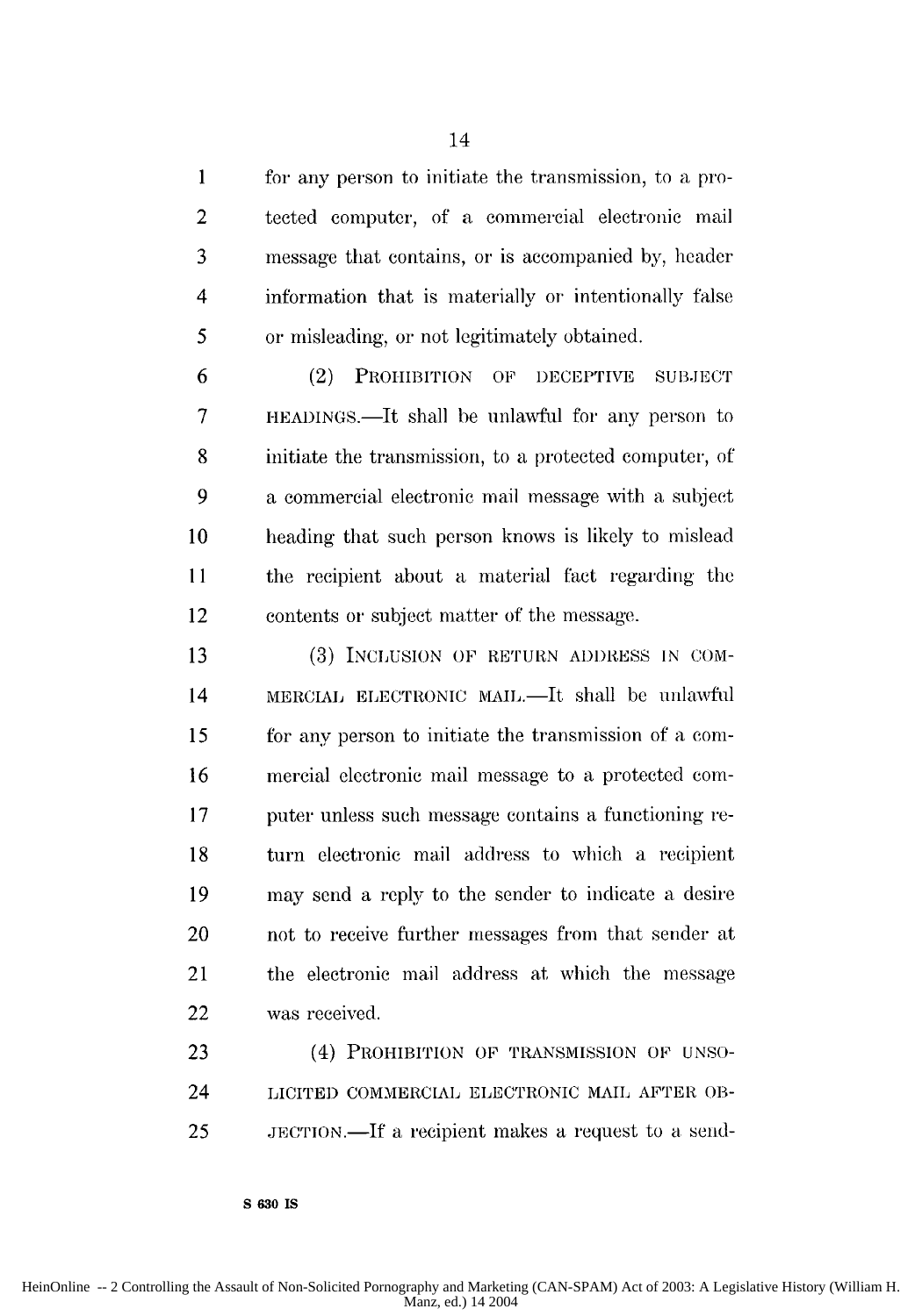for any person to initiate the transmission, to a protected computer, of a commercial electronic mail message that contains, or is accompanied by, header information that is materially or intentionally false or misleading, or not legitimately obtained.

(2) PROHIBITION OF DECEPTIVE SUBJECT HEADINGS.—It shall be unlawful for any person to initiate the transmission, to a protected computer, of a commercial electronic mail message with a subject heading that such person knows is likely to mislead the recipient about a material fact regarding the contents or subject matter of the message.

(3) INCLUSION OF RETURN ADDRESS IN COMMERCIAL ELECTRONIC MAIL.—It shall be unlawful for any person to initiate the transmission of a commercial electronic mail message to a protected computer unless such message contains a functioning return electronic mail address to which a recipient may send a reply to the sender to indicate a desire not to receive further messages from that sender at the electronic mail address at which the message was received.

(4) PROHIBITION OF TRANSMISSION OF UNSOLICITED COMMERCIAL ELECTRONIC MAIL AFTER OBJECTION.—If a recipient makes a request to a send-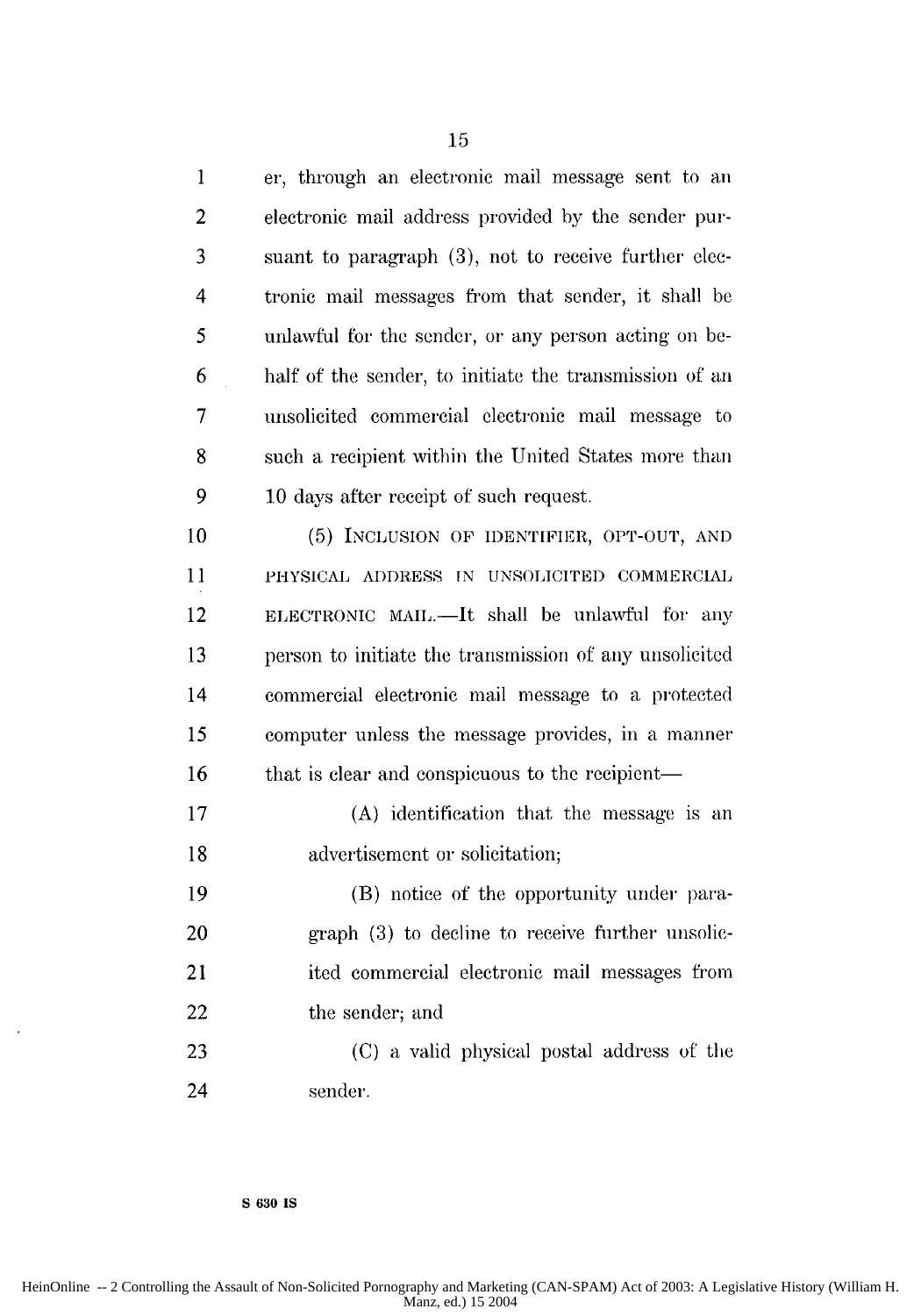er, through an electronic mail message sent to an electronic mail address provided by the sender pursuant to paragraph (3), not to receive further electronic mail messages from that sender, it shall be unlawful for the sender, or any person acting on behalf of the sender, to initiate the transmission of an unsolicited commercial electronic mail message to such a recipient within the United States more than 10 days after receipt of such request.

(5) INCLUSION OF IDENTIFIER, OPT-OUT, AND PHYSICAL ADDRESS IN UNSOLICITED COMMERCIAL ELECTRONIC MAIL.—It shall be unlawful for any person to initiate the transmission of any unsolicited commercial electronic mail message to a protected computer unless the message provides, in a manner that is clear and conspicuous to the recipient—

(A) identification that the message is an advertisement or solicitation;

(B) notice of the opportunity under paragraph (3) to decline to receive further unsolicited commercial electronic mail messages from the sender; and

(C) a valid physical postal address of the sender.

S 630 IS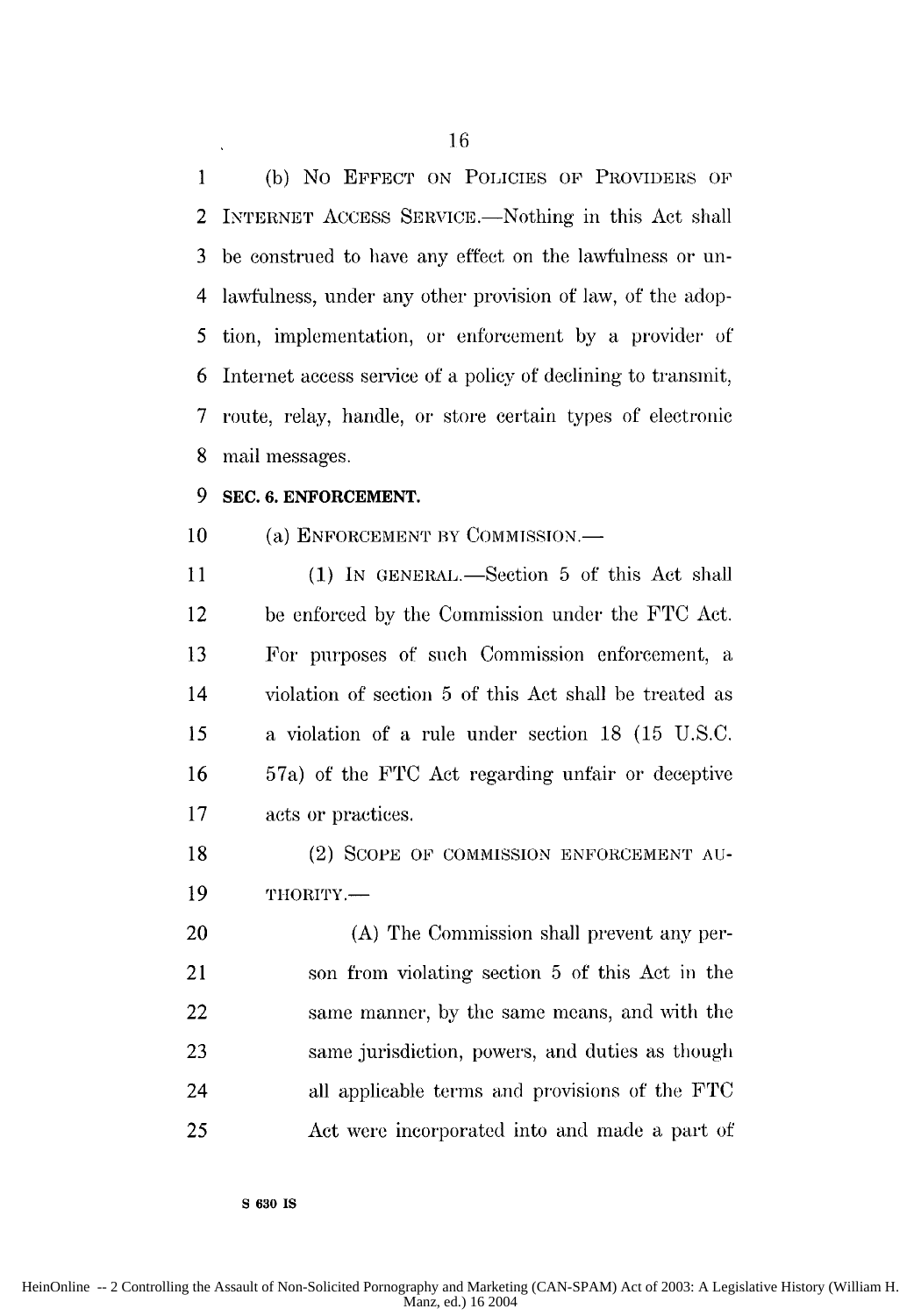(b) NO EFFECT ON POLICIES OF PROVIDERS OF INTERNET ACCESS SERVICE.—Nothing in this Act shall be construed to have any effect on the lawfulness or unlawfulness, under any other provision of law, of the adoption, implementation, or enforcement by a provider of Internet access service of a policy of declining to transmit, route, relay, handle, or store certain types of electronic mail messages.

**SEC. 6. ENFORCEMENT.**

(a) ENFORCEMENT BY COMMISSION.—

(1) IN GENERAL.—Section 5 of this Act shall be enforced by the Commission under the FTC Act. For purposes of such Commission enforcement, a violation of section 5 of this Act shall be treated as a violation of a rule under section 18 (15 U.S.C. 57a) of the FTC Act regarding unfair or deceptive acts or practices.

(2) SCOPE OF COMMISSION ENFORCEMENT AUTHORITY.—

(A) The Commission shall prevent any person from violating section 5 of this Act in the same manner, by the same means, and with the same jurisdiction, powers, and duties as though all applicable terms and provisions of the FTC Act were incorporated into and made a part of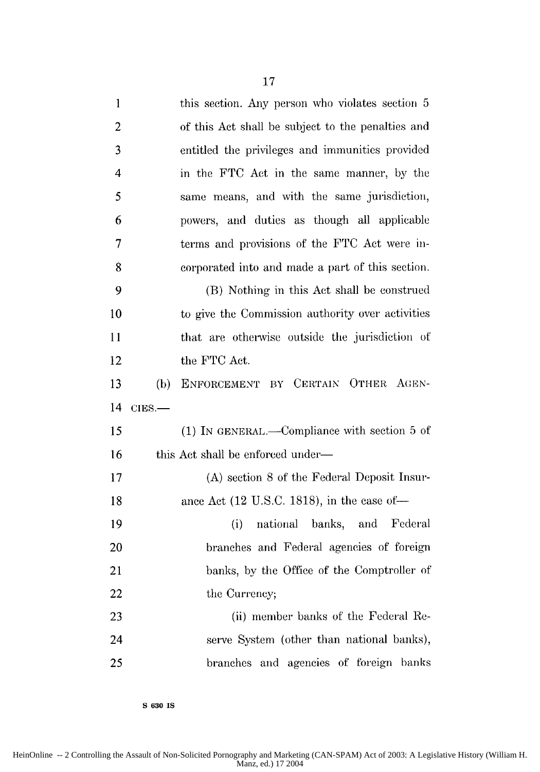this section. Any person who violates section 5 of this Act shall be subject to the penalties and entitled the privileges and immunities provided in the FTC Act in the same manner, by the same means, and with the same jurisdiction, powers, and duties as though all applicable terms and provisions of the FTC Act were incorporated into and made a part of this section.

(B) Nothing in this Act shall be construed to give the Commission authority over activities that are otherwise outside the jurisdiction of the FTC Act.

(b) ENFORCEMENT BY CERTAIN OTHER AGENCIES.—

(1) IN GENERAL.—Compliance with section 5 of this Act shall be enforced under—

(A) section 8 of the Federal Deposit Insurance Act (12 U.S.C. 1818), in the case of—

(i) national banks, and Federal branches and Federal agencies of foreign banks, by the Office of the Comptroller of the Currency;

(ii) member banks of the Federal Reserve System (other than national banks), branches and agencies of foreign banks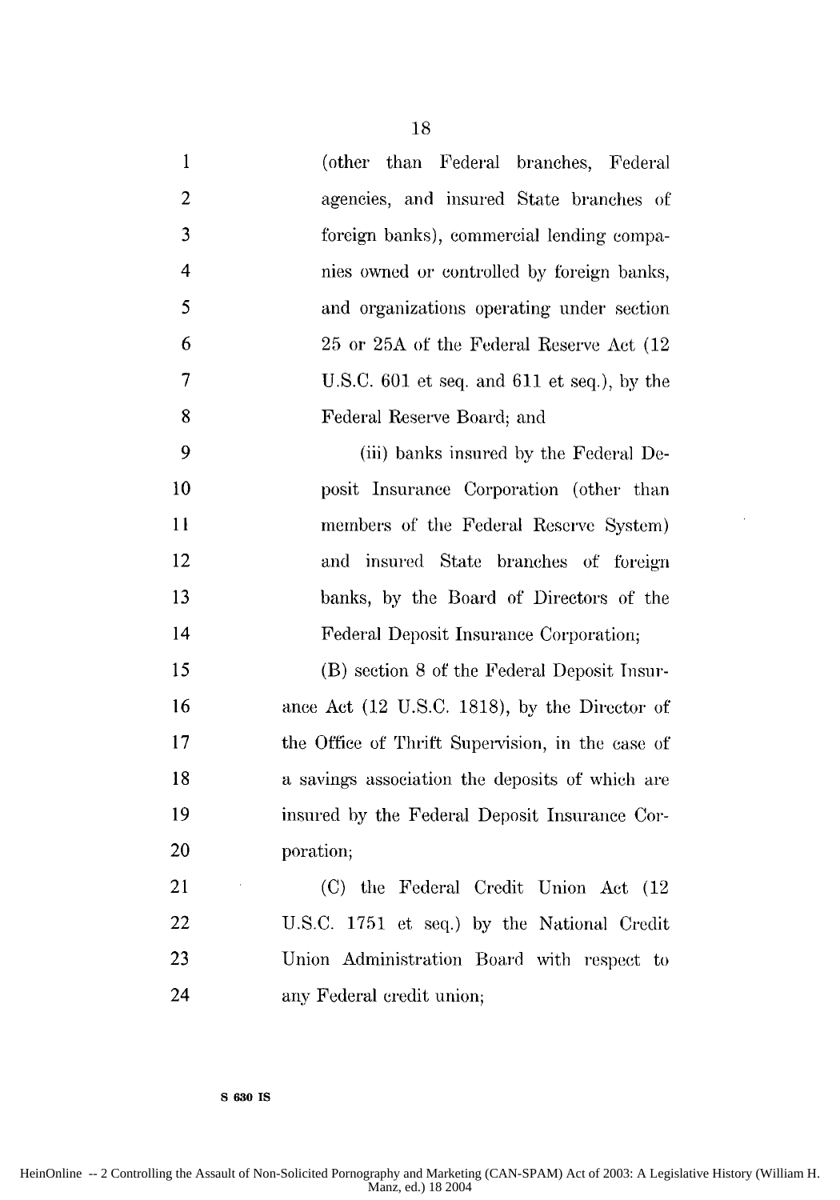(other than Federal branches, Federal agencies, and insured State branches of foreign banks), commercial lending companies owned or controlled by foreign banks, and organizations operating under section 25 or 25A of the Federal Reserve Act (12 U.S.C. 601 et seq. and 611 et seq.), by the Federal Reserve Board; and

(iii) banks insured by the Federal Deposit Insurance Corporation (other than members of the Federal Reserve System) and insured State branches of foreign banks, by the Board of Directors of the Federal Deposit Insurance Corporation;

(B) section 8 of the Federal Deposit Insurance Act (12 U.S.C. 1818), by the Director of the Office of Thrift Supervision, in the case of a savings association the deposits of which are insured by the Federal Deposit Insurance Corporation;

(C) the Federal Credit Union Act (12 U.S.C. 1751 et seq.) by the National Credit Union Administration Board with respect to any Federal credit union;

S 630 IS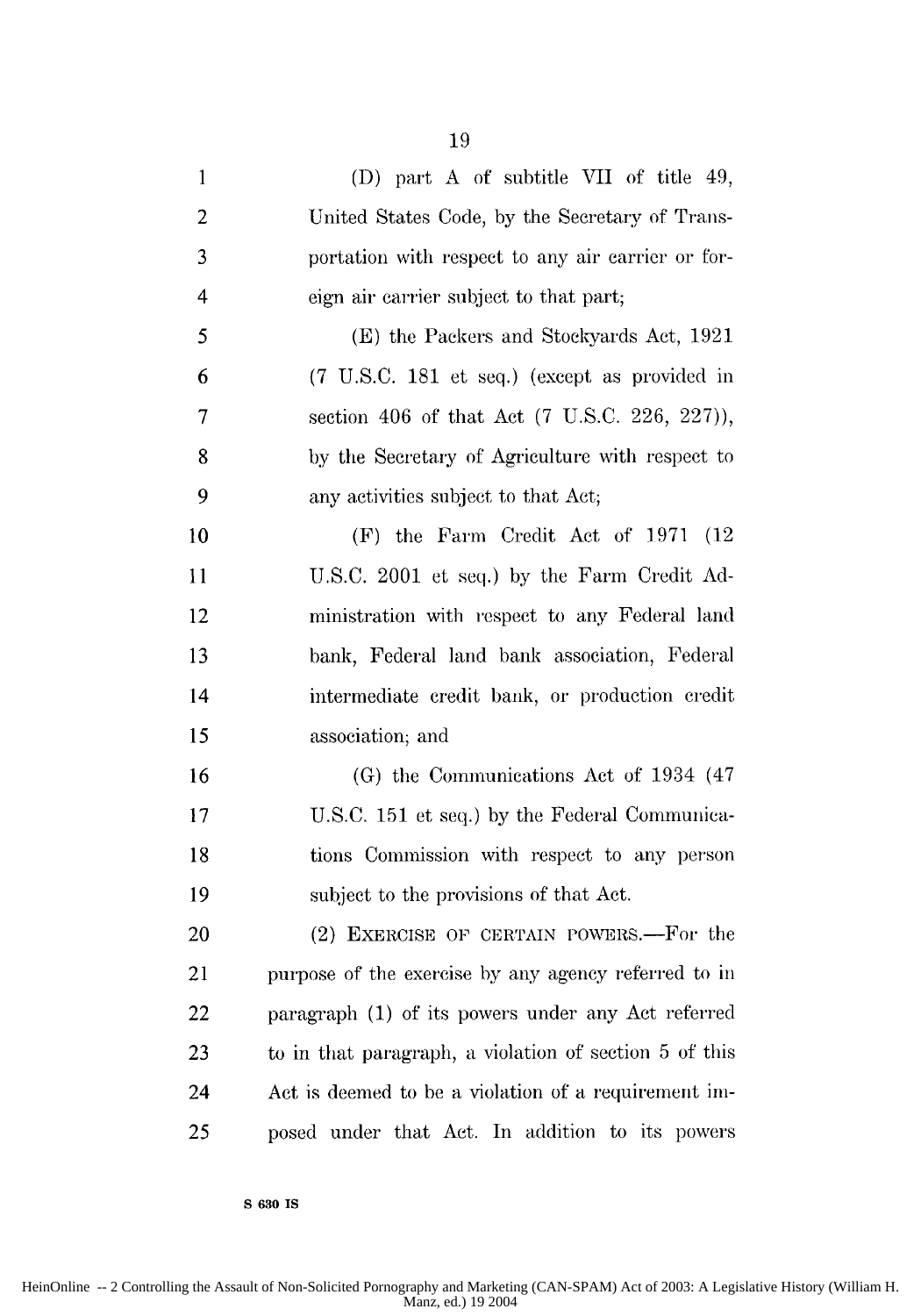(D) part A of subtitle VII of title 49, United States Code, by the Secretary of Transportation with respect to any air carrier or foreign air carrier subject to that part;

(E) the Packers and Stockyards Act, 1921 (7 U.S.C. 181 et seq.) (except as provided in section 406 of that Act (7 U.S.C. 226, 227)), by the Secretary of Agriculture with respect to any activities subject to that Act;

(F) the Farm Credit Act of 1971 (12 U.S.C. 2001 et seq.) by the Farm Credit Administration with respect to any Federal land bank, Federal land bank association, Federal intermediate credit bank, or production credit association; and

(G) the Communications Act of 1934 (47 U.S.C. 151 et seq.) by the Federal Communications Commission with respect to any person subject to the provisions of that Act.

(2) EXERCISE OF CERTAIN POWERS.—For the purpose of the exercise by any agency referred to in paragraph (1) of its powers under any Act referred to in that paragraph, a violation of section 5 of this Act is deemed to be a violation of a requirement imposed under that Act. In addition to its powers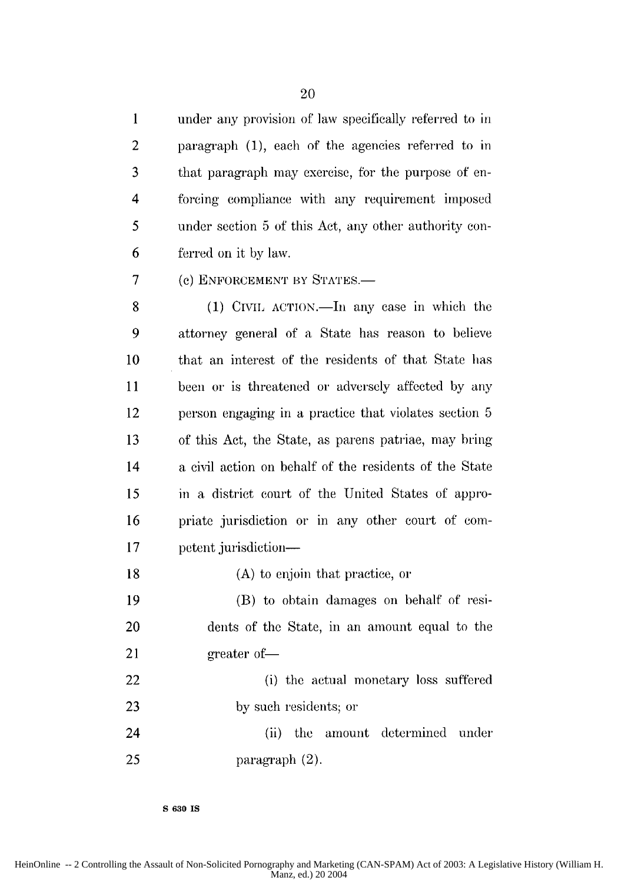under any provision of law specifically referred to in paragraph (1), each of the agencies referred to in that paragraph may exercise, for the purpose of enforcing compliance with any requirement imposed under section 5 of this Act, any other authority conferred on it by law.

(c) ENFORCEMENT BY STATES.—

(1) CIVIL ACTION.—In any case in which the attorney general of a State has reason to believe that an interest of the residents of that State has been or is threatened or adversely affected by any person engaging in a practice that violates section 5 of this Act, the State, as parens patriae, may bring a civil action on behalf of the residents of the State in a district court of the United States of appropriate jurisdiction or in any other court of competent jurisdiction—

(A) to enjoin that practice, or

(B) to obtain damages on behalf of residents of the State, in an amount equal to the greater of—

(i) the actual monetary loss suffered by such residents; or

(ii) the amount determined under paragraph (2).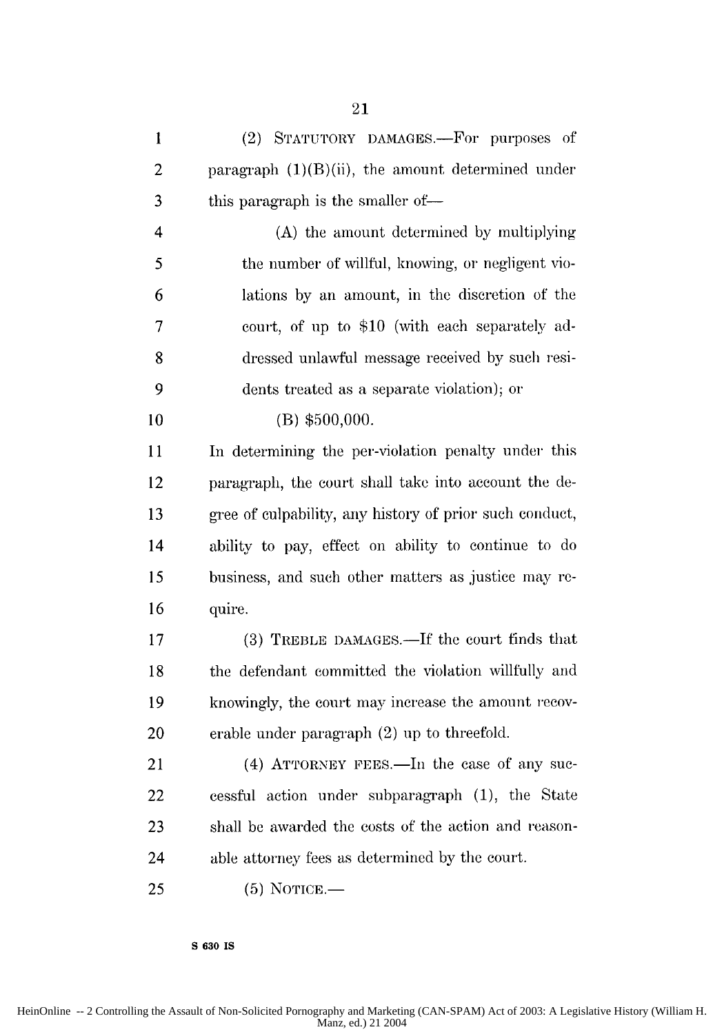(2) STATUTORY DAMAGES.—For purposes of paragraph (1)(B)(ii), the amount determined under this paragraph is the smaller of—

(A) the amount determined by multiplying the number of willful, knowing, or negligent violations by an amount, in the discretion of the court, of up to $10 (with each separately addressed unlawful message received by such residents treated as a separate violation); or

(B) $500,000.

In determining the per-violation penalty under this paragraph, the court shall take into account the degree of culpability, any history of prior such conduct, ability to pay, effect on ability to continue to do business, and such other matters as justice may require.

(3) TREBLE DAMAGES.—If the court finds that the defendant committed the violation willfully and knowingly, the court may increase the amount recoverable under paragraph (2) up to threefold.

(4) ATTORNEY FEES.—In the case of any successful action under subparagraph (1), the State shall be awarded the costs of the action and reasonable attorney fees as determined by the court.

(5) NOTICE.—

S 630 IS

HeinOnline -- 2 Controlling the Assault of Non-Solicited Pornography and Marketing (CAN-SPAM) Act of 2003: A Legislative History (William H. Manz, ed.) 21 2004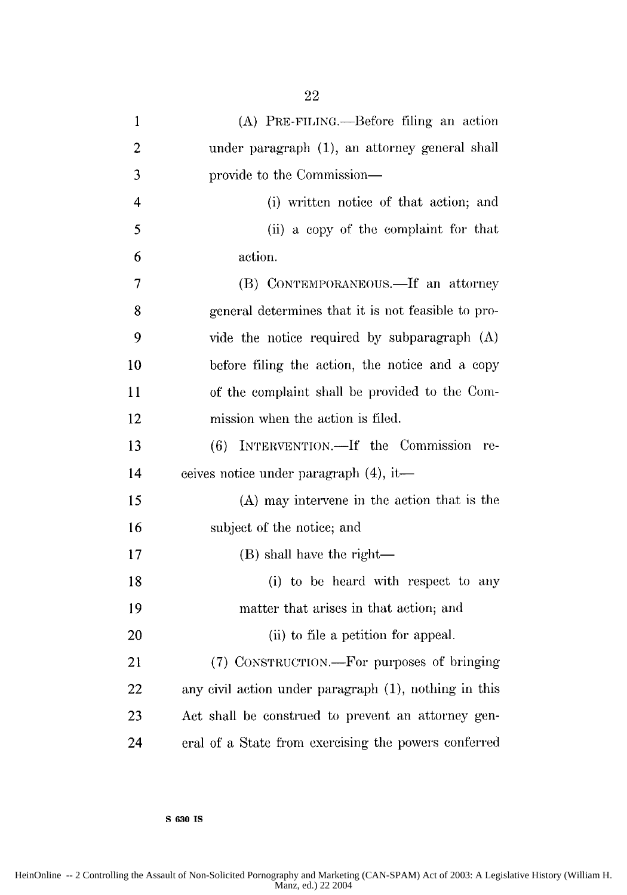(A) PRE-FILING.—Before filing an action under paragraph (1), an attorney general shall provide to the Commission—

(i) written notice of that action; and

(ii) a copy of the complaint for that action.

(B) CONTEMPORANEOUS.—If an attorney general determines that it is not feasible to provide the notice required by subparagraph (A) before filing the action, the notice and a copy of the complaint shall be provided to the Commission when the action is filed.

(6) INTERVENTION.—If the Commission receives notice under paragraph (4), it—

(A) may intervene in the action that is the subject of the notice; and

(B) shall have the right—

(i) to be heard with respect to any matter that arises in that action; and

(ii) to file a petition for appeal.

(7) CONSTRUCTION.—For purposes of bringing any civil action under paragraph (1), nothing in this Act shall be construed to prevent an attorney general of a State from exercising the powers conferred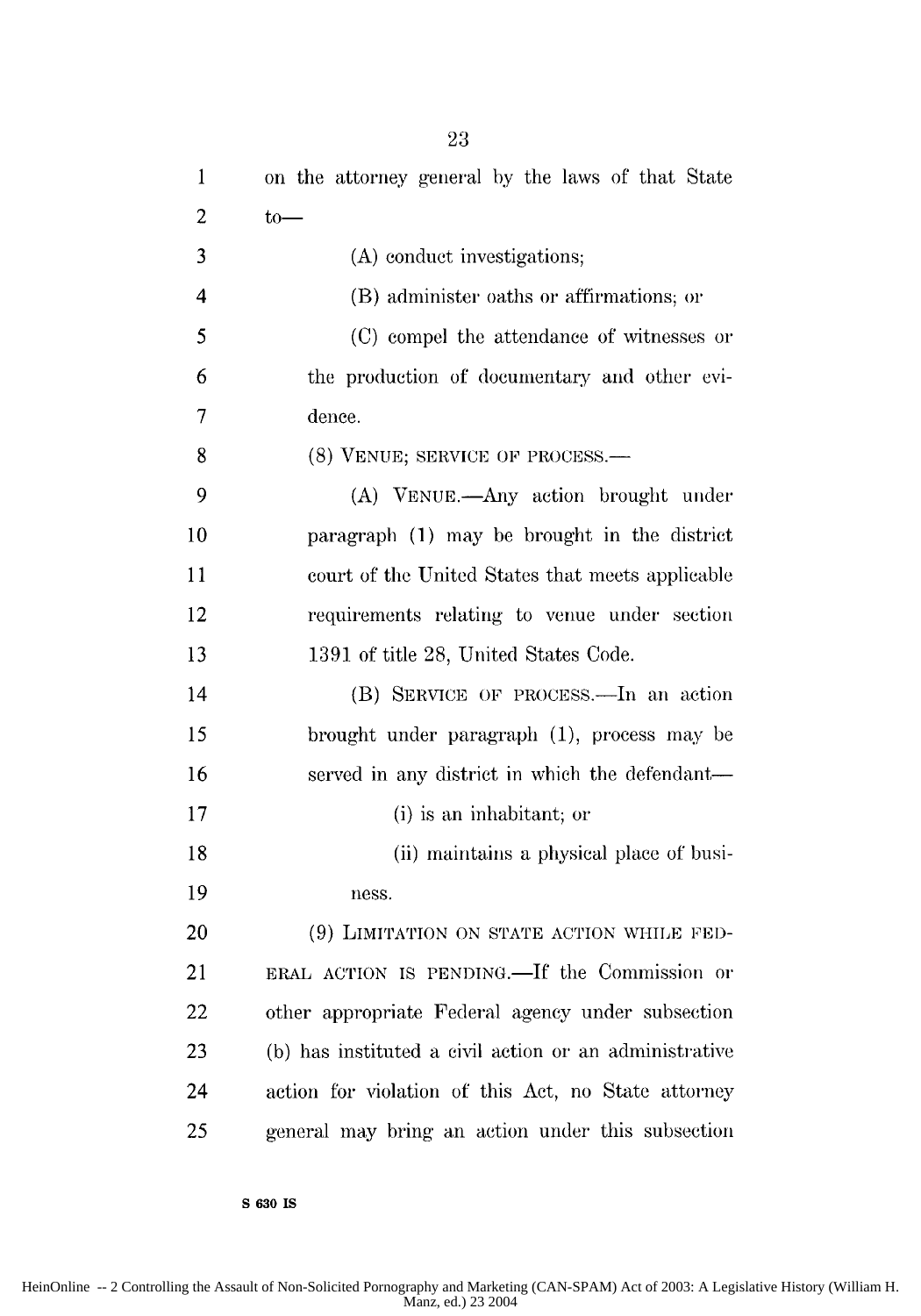on the attorney general by the laws of that State to—

(A) conduct investigations;

(B) administer oaths or affirmations; or

(C) compel the attendance of witnesses or the production of documentary and other evidence.

(8) VENUE; SERVICE OF PROCESS.—

(A) VENUE.—Any action brought under paragraph (1) may be brought in the district court of the United States that meets applicable requirements relating to venue under section 1391 of title 28, United States Code.

(B) SERVICE OF PROCESS.—In an action brought under paragraph (1), process may be served in any district in which the defendant—

(i) is an inhabitant; or

(ii) maintains a physical place of business.

(9) LIMITATION ON STATE ACTION WHILE FEDERAL ACTION IS PENDING.—If the Commission or other appropriate Federal agency under subsection (b) has instituted a civil action or an administrative action for violation of this Act, no State attorney general may bring an action under this subsection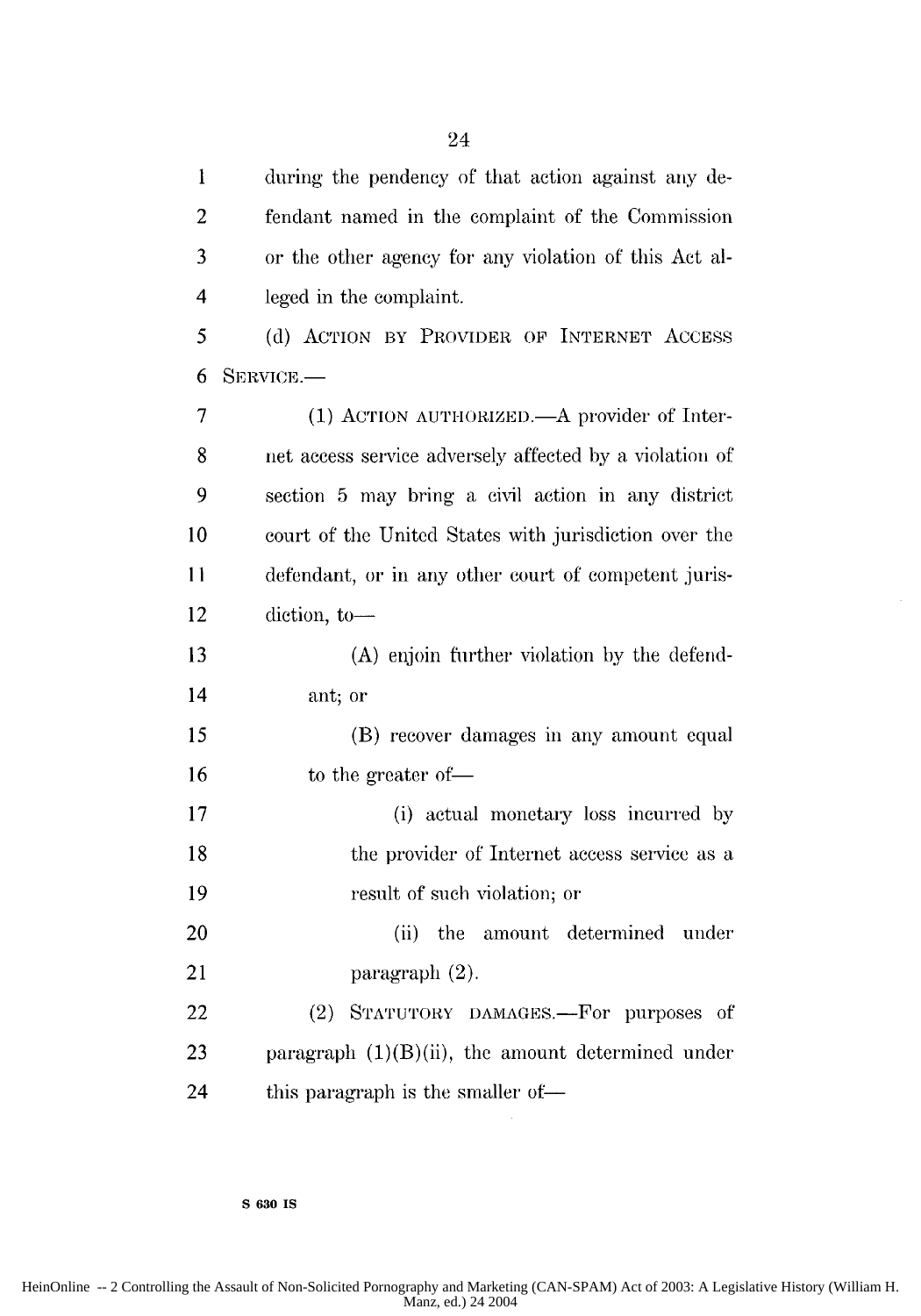during the pendency of that action against any defendant named in the complaint of the Commission or the other agency for any violation of this Act alleged in the complaint.

(d) ACTION BY PROVIDER OF INTERNET ACCESS SERVICE.—

(1) ACTION AUTHORIZED.—A provider of Internet access service adversely affected by a violation of section 5 may bring a civil action in any district court of the United States with jurisdiction over the defendant, or in any other court of competent jurisdiction, to—

(A) enjoin further violation by the defendant; or

(B) recover damages in any amount equal to the greater of—

(i) actual monetary loss incurred by the provider of Internet access service as a result of such violation; or

(ii) the amount determined under paragraph (2).

(2) STATUTORY DAMAGES.—For purposes of paragraph (1)(B)(ii), the amount determined under this paragraph is the smaller of—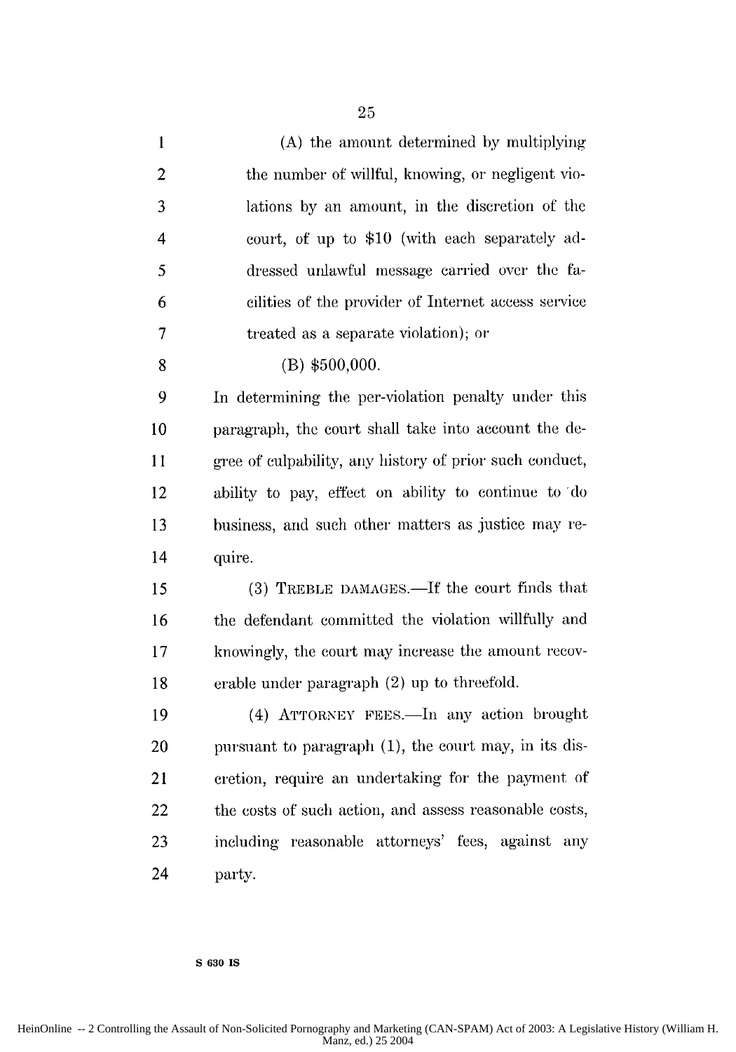(A) the amount determined by multiplying the number of willful, knowing, or negligent violations by an amount, in the discretion of the court, of up to $10 (with each separately addressed unlawful message carried over the facilities of the provider of Internet access service treated as a separate violation); or

(B) $500,000.

In determining the per-violation penalty under this paragraph, the court shall take into account the degree of culpability, any history of prior such conduct, ability to pay, effect on ability to continue to do business, and such other matters as justice may require.

(3) TREBLE DAMAGES.—If the court finds that the defendant committed the violation willfully and knowingly, the court may increase the amount recoverable under paragraph (2) up to threefold.

(4) ATTORNEY FEES.—In any action brought pursuant to paragraph (1), the court may, in its discretion, require an undertaking for the payment of the costs of such action, and assess reasonable costs, including reasonable attorneys' fees, against any party.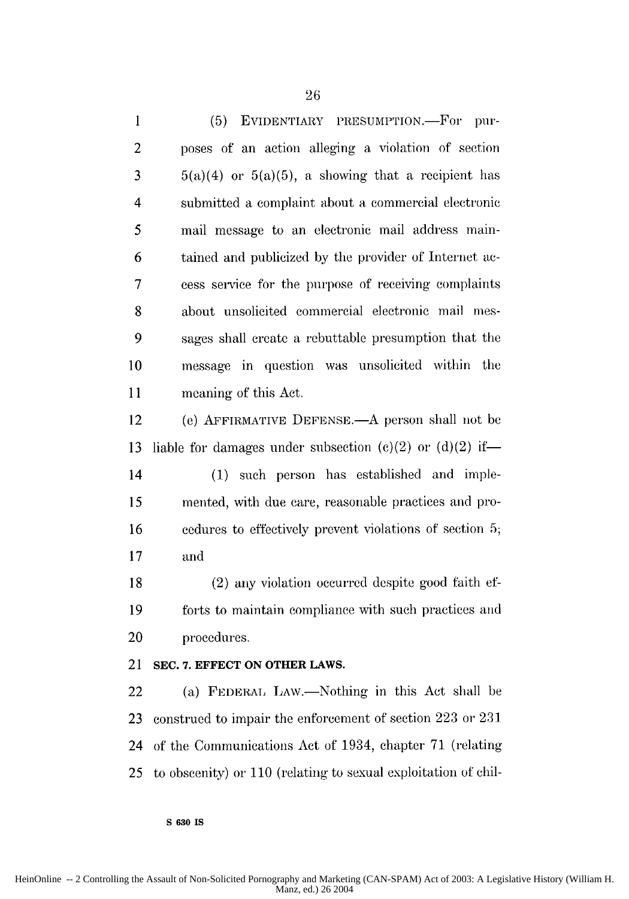(5) EVIDENTIARY PRESUMPTION.—For purposes of an action alleging a violation of section 5(a)(4) or 5(a)(5), a showing that a recipient has submitted a complaint about a commercial electronic mail message to an electronic mail address maintained and publicized by the provider of Internet access service for the purpose of receiving complaints about unsolicited commercial electronic mail messages shall create a rebuttable presumption that the message in question was unsolicited within the meaning of this Act.

(e) AFFIRMATIVE DEFENSE.—A person shall not be liable for damages under subsection (c)(2) or (d)(2) if—

(1) such person has established and implemented, with due care, reasonable practices and procedures to effectively prevent violations of section 5; and

(2) any violation occurred despite good faith efforts to maintain compliance with such practices and procedures.

**SEC. 7. EFFECT ON OTHER LAWS.**

(a) FEDERAL LAW.—Nothing in this Act shall be construed to impair the enforcement of section 223 or 231 of the Communications Act of 1934, chapter 71 (relating to obscenity) or 110 (relating to sexual exploitation of chil-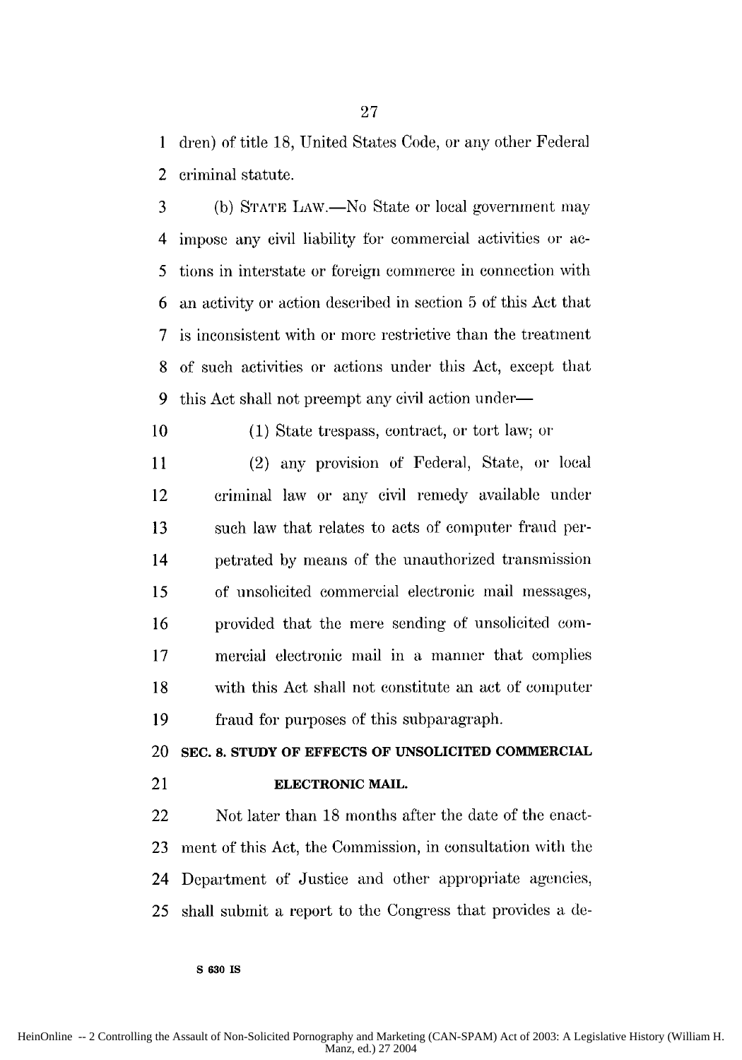dren) of title 18, United States Code, or any other Federal criminal statute.

(b) STATE LAW.—No State or local government may impose any civil liability for commercial activities or actions in interstate or foreign commerce in connection with an activity or action described in section 5 of this Act that is inconsistent with or more restrictive than the treatment of such activities or actions under this Act, except that this Act shall not preempt any civil action under—

(1) State trespass, contract, or tort law; or

(2) any provision of Federal, State, or local criminal law or any civil remedy available under such law that relates to acts of computer fraud perpetrated by means of the unauthorized transmission of unsolicited commercial electronic mail messages, provided that the mere sending of unsolicited commercial electronic mail in a manner that complies with this Act shall not constitute an act of computer fraud for purposes of this subparagraph.

### SEC. 8. STUDY OF EFFECTS OF UNSOLICITED COMMERCIAL ELECTRONIC MAIL.

Not later than 18 months after the date of the enactment of this Act, the Commission, in consultation with the Department of Justice and other appropriate agencies, shall submit a report to the Congress that provides a de-

S 630 IS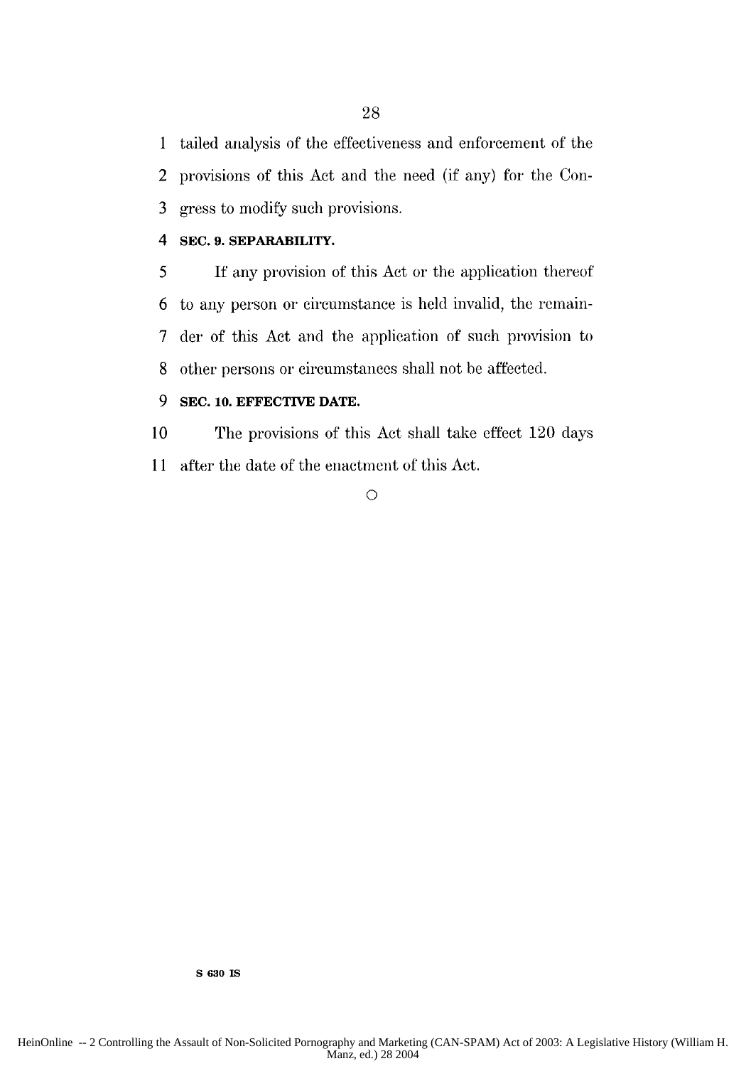tailed analysis of the effectiveness and enforcement of the provisions of this Act and the need (if any) for the Congress to modify such provisions.

**SEC. 9. SEPARABILITY.**

If any provision of this Act or the application thereof to any person or circumstance is held invalid, the remainder of this Act and the application of such provision to other persons or circumstances shall not be affected.

**SEC. 10. EFFECTIVE DATE.**

The provisions of this Act shall take effect 120 days after the date of the enactment of this Act.

○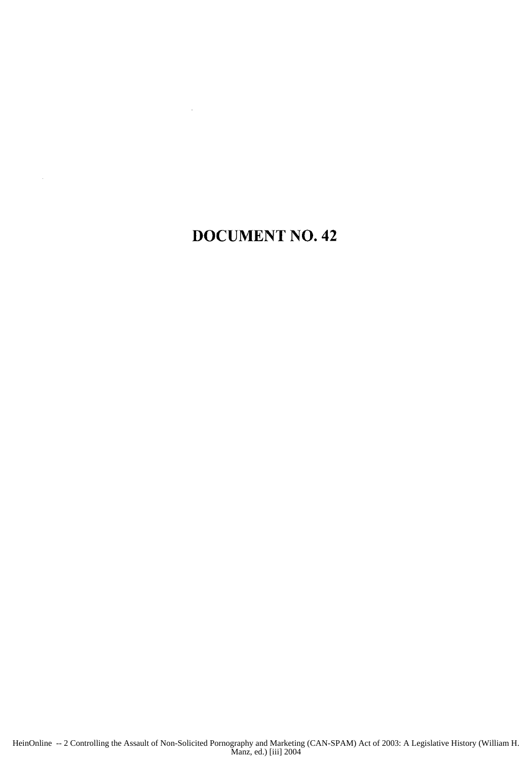# DOCUMENT NO. 42